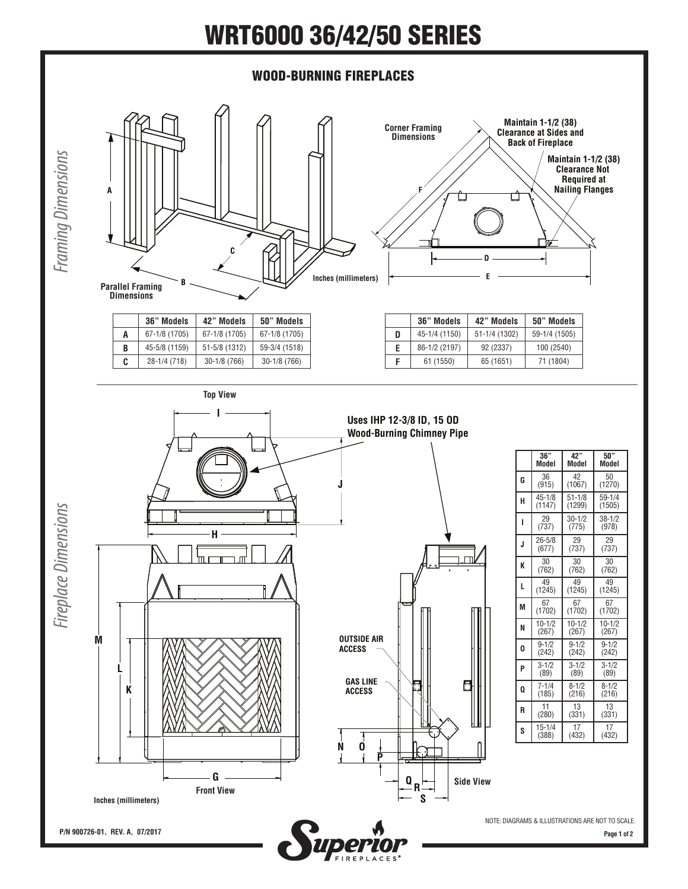# WRT6000 36/42/50 SERIES

## WOOD-BURNING FIREPLACES

### Framing Dimensions

Corner Framing Dimensions

Maintain 1-1/2 (38) Clearance at Sides and Back of Fireplace

Maintain 1-1/2 (38) Clearance Not Required at Nailing Flanges

Parallel Framing Dimensions

Inches (millimeters)

| | 36" Models | 42" Models | 50" Models |
|---|---|---|---|
| A | 67-1/8 (1705) | 67-1/8 (1705) | 67-1/8 (1705) |
| B | 45-5/8 (1159) | 51-5/8 (1312) | 59-3/4 (1518) |
| C | 28-1/4 (718) | 30-1/8 (766) | 30-1/8 (766) |

| | 36" Models | 42" Models | 50" Models |
|---|---|---|---|
| D | 45-1/4 (1150) | 51-1/4 (1302) | 59-1/4 (1505) |
| E | 86-1/2 (2197) | 92 (2337) | 100 (2540) |
| F | 61 (1550) | 65 (1651) | 71 (1804) |

### Fireplace Dimensions

Top View

Uses IHP 12-3/8 ID, 15 OD Wood-Burning Chimney Pipe

OUTSIDE AIR ACCESS

GAS LINE ACCESS

Front View

Side View

Inches (millimeters)

| | 36" Model | 42" Model | 50" Model |
|---|---|---|---|
| G | 36 (915) | 42 (1067) | 50 (1270) |
| H | 45-1/8 (1147) | 51-1/8 (1299) | 59-1/4 (1505) |
| I | 29 (737) | 30-1/2 (775) | 38-1/2 (978) |
| J | 26-5/8 (677) | 29 (737) | 29 (737) |
| K | 30 (762) | 30 (762) | 30 (762) |
| L | 49 (1245) | 49 (1245) | 49 (1245) |
| M | 67 (1702) | 67 (1702) | 67 (1702) |
| N | 10-1/2 (267) | 10-1/2 (267) | 10-1/2 (267) |
| O | 9-1/2 (242) | 9-1/2 (242) | 9-1/2 (242) |
| P | 3-1/2 (89) | 3-1/2 (89) | 3-1/2 (89) |
| Q | 7-1/4 (185) | 8-1/2 (216) | 8-1/2 (216) |
| R | 11 (280) | 13 (331) | 13 (331) |
| S | 15-1/4 (388) | 17 (432) | 17 (432) |

NOTE: DIAGRAMS & ILLUSTRATIONS ARE NOT TO SCALE.

P/N 900726-01, REV. A, 07/2017

Superior FIREPLACES®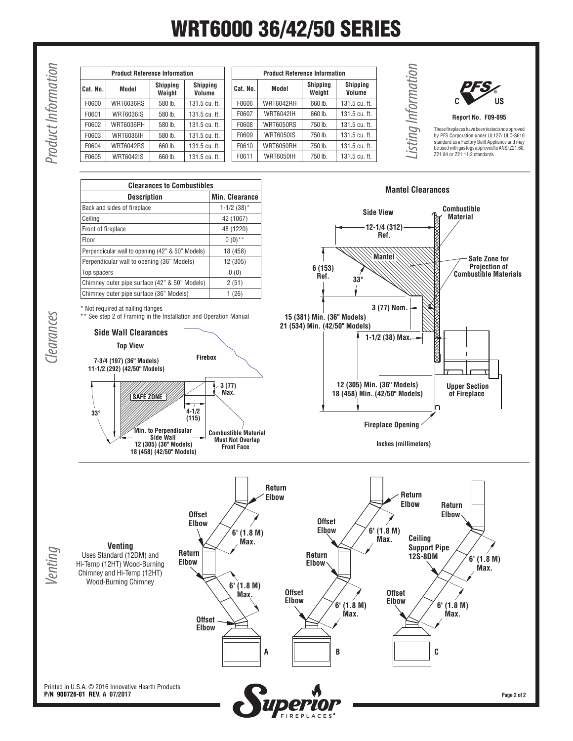# WRT6000 36/42/50 SERIES

## Product Information

| Product Reference Information | | | |
|---|---|---|---|
| Cat. No. | Model | Shipping Weight | Shipping Volume |
| F0600 | WRT6036RS | 580 lb. | 131.5 cu. ft. |
| F0601 | WRT6036IS | 580 lb. | 131.5 cu. ft. |
| F0602 | WRT6036RH | 580 lb. | 131.5 cu. ft. |
| F0603 | WRT6036IH | 580 lb. | 131.5 cu. ft. |
| F0604 | WRT6042RS | 660 lb. | 131.5 cu. ft. |
| F0605 | WRT6042IS | 660 lb. | 131.5 cu. ft. |

| Product Reference Information | | | |
|---|---|---|---|
| Cat. No. | Model | Shipping Weight | Shipping Volume |
| F0606 | WRT6042RH | 660 lb. | 131.5 cu. ft. |
| F0607 | WRT6042IH | 660 lb. | 131.5 cu. ft. |
| F0608 | WRT6050RS | 750 lb. | 131.5 cu. ft. |
| F0609 | WRT6050IS | 750 lb. | 131.5 cu. ft. |
| F0610 | WRT6050RH | 750 lb. | 131.5 cu. ft. |
| F0611 | WRT6050IH | 750 lb. | 131.5 cu. ft. |

## Listing Information

PFS C US

**Report No. F09-095**

These fireplaces have been tested and approved by PFS Corporation under UL127/ ULC-S610 standard as a Factory Built Appliance and may be used with gas logs approved to ANSI Z21.60, Z21.84 or Z21.11.2 standards.

## Clearances

| Clearances to Combustibles | |
|---|---|
| Description | Min. Clearance |
| Back and sides of fireplace | 1-1/2 (38)* |
| Ceiling | 42 (1067) |
| Front of fireplace | 48 (1220) |
| Floor | 0 (0)** |
| Perpendicular wall to opening (42" & 50" Models) | 18 (458) |
| Perpendicular wall to opening (36" Models) | 12 (305) |
| Top spacers | 0 (0) |
| Chimney outer pipe surface (42" & 50" Models) | 2 (51) |
| Chimney outer pipe surface (36" Models) | 1 (26) |

\* Not required at nailing flanges

\*\* See step 2 of Framing in the Installation and Operation Manual

### Side Wall Clearances

Top View

7-3/4 (197) (36" Models)
11-1/2 (292) (42/50" Models)

Firebox

3 (77) Max.

SAFE ZONE

33°

4-1/2 (115)

Min. to Perpendicular Side Wall
12 (305) (36" Models)
18 (458) (42/50" Models)

Combustible Material Must Not Overlap Front Face

### Mantel Clearances

Side View

Combustible Material

12-1/4 (312) Ref.

Mantel

Safe Zone for Projection of Combustible Materials

6 (153) Ref.

33°

3 (77) Nom.

15 (381) Min. (36" Models)
21 (534) Min. (42/50" Models)

1-1/2 (38) Max.

12 (305) Min. (36" Models)
18 (458) Min. (42/50" Models)

Upper Section of Fireplace

Fireplace Opening

Inches (millimeters)

## Venting

**Venting**

Uses Standard (12DM) and Hi-Temp (12HT) Wood-Burning Chimney and Hi-Temp (12HT) Wood-Burning Chimney

Return Elbow

Offset Elbow

6' (1.8 M) Max.

Return Elbow

6' (1.8 M) Max.

Offset Elbow

A

Return Elbow

Offset Elbow

6' (1.8 M) Max.

Return Elbow

Offset Elbow

6' (1.8 M) Max.

B

Return Elbow

Ceiling Support Pipe 12S-8DM

6' (1.8 M) Max.

Offset Elbow

6' (1.8 M) Max.

C

Printed in U.S.A. © 2016 Innovative Hearth Products
**P/N 900726-01 REV. A 07/2017**

Superior FIREPLACES®